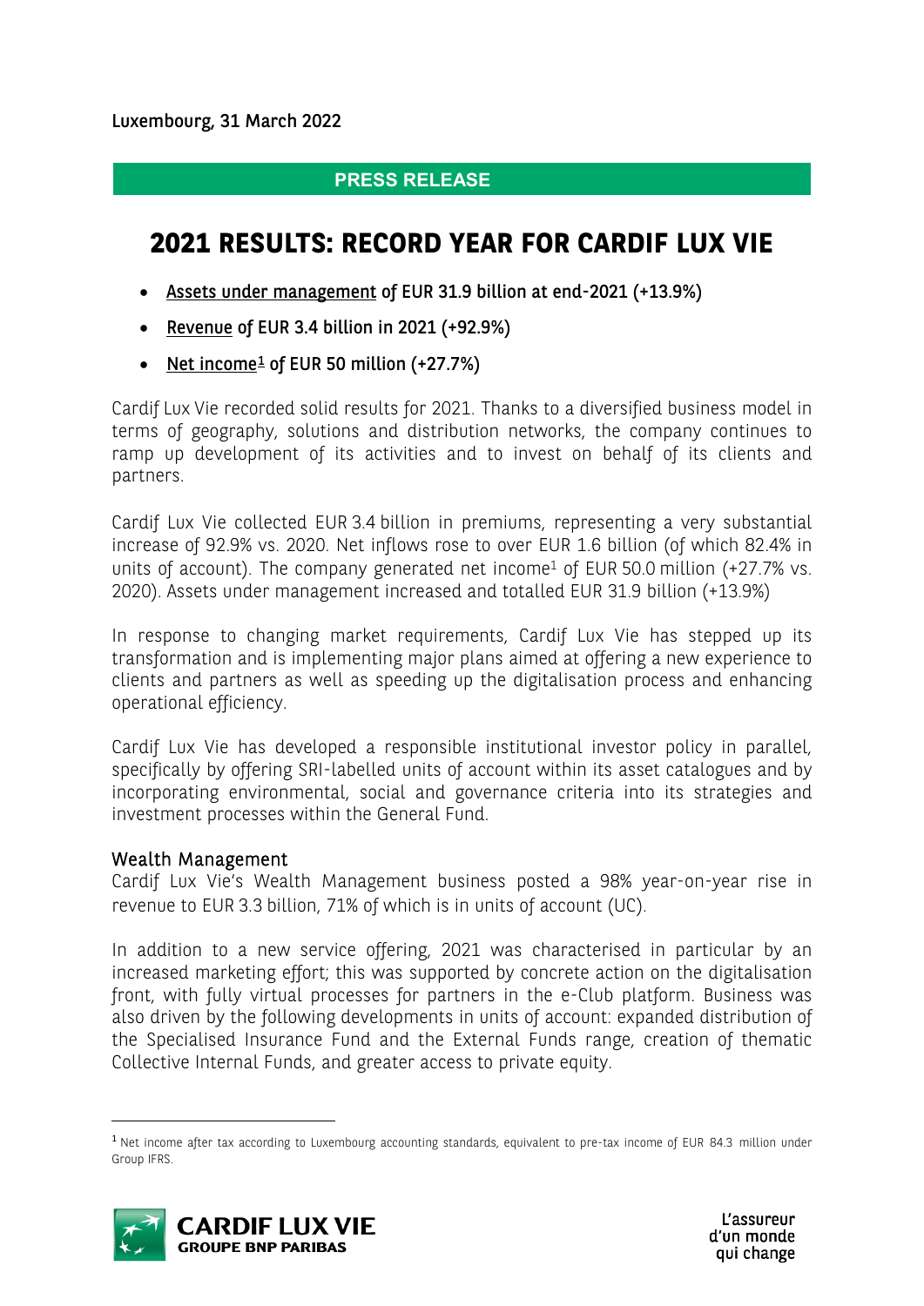Luxembourg, 31 March 2022

**PRESS RELEASE**

# 2021 RESULTS: RECORD YEAR FOR CARDIF LUX VIE

- Assets under management of EUR 31.9 billion at end-2021 (+13.9%)
- Revenue of EUR 3.4 billion in 2021 (+92.9%)
- Net income[1] of EUR 50 million (+27.7%)

Cardif Lux Vie recorded solid results for 2021. Thanks to a diversified business model in terms of geography, solutions and distribution networks, the company continues to ramp up development of its activities and to invest on behalf of its clients and partners.

Cardif Lux Vie collected EUR 3.4 billion in premiums, representing a very substantial increase of 92.9% vs. 2020. Net inflows rose to over EUR 1.6 billion (of which 82.4% in units of account). The company generated net income[1] of EUR 50.0 million (+27.7% vs. 2020). Assets under management increased and totalled EUR 31.9 billion (+13.9%)

In response to changing market requirements, Cardif Lux Vie has stepped up its transformation and is implementing major plans aimed at offering a new experience to clients and partners as well as speeding up the digitalisation process and enhancing operational efficiency.

Cardif Lux Vie has developed a responsible institutional investor policy in parallel, specifically by offering SRI-labelled units of account within its asset catalogues and by incorporating environmental, social and governance criteria into its strategies and investment processes within the General Fund.

## Wealth Management

Cardif Lux Vie's Wealth Management business posted a 98% year-on-year rise in revenue to EUR 3.3 billion, 71% of which is in units of account (UC).

In addition to a new service offering, 2021 was characterised in particular by an increased marketing effort; this was supported by concrete action on the digitalisation front, with fully virtual processes for partners in the e-Club platform. Business was also driven by the following developments in units of account: expanded distribution of the Specialised Insurance Fund and the External Funds range, creation of thematic Collective Internal Funds, and greater access to private equity.

[1] Net income after tax according to Luxembourg accounting standards, equivalent to pre-tax income of EUR 84.3 million under Group IFRS.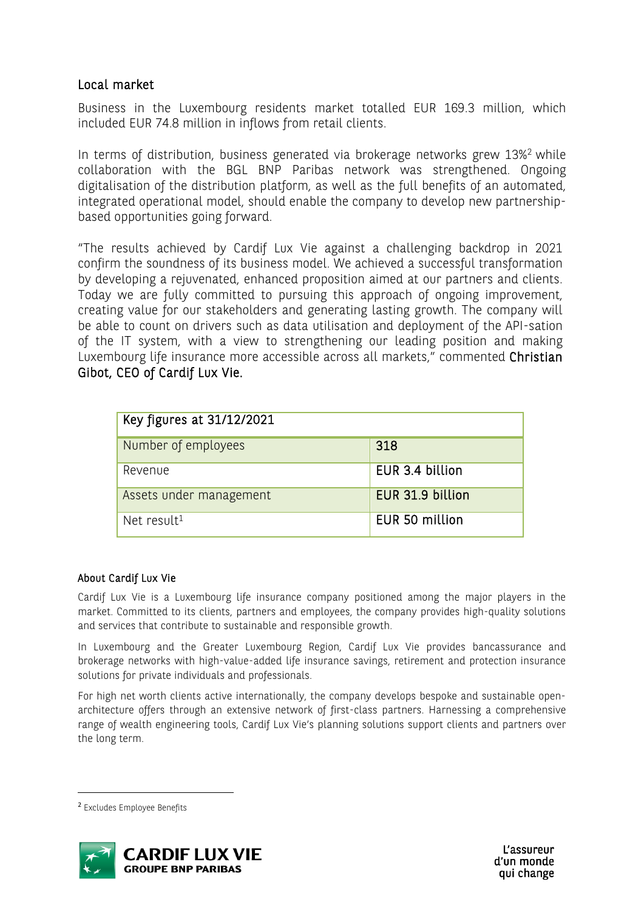## Local market

Business in the Luxembourg residents market totalled EUR 169.3 million, which included EUR 74.8 million in inflows from retail clients.

In terms of distribution, business generated via brokerage networks grew 13%[2] while collaboration with the BGL BNP Paribas network was strengthened. Ongoing digitalisation of the distribution platform, as well as the full benefits of an automated, integrated operational model, should enable the company to develop new partnership-based opportunities going forward.

"The results achieved by Cardif Lux Vie against a challenging backdrop in 2021 confirm the soundness of its business model. We achieved a successful transformation by developing a rejuvenated, enhanced proposition aimed at our partners and clients. Today we are fully committed to pursuing this approach of ongoing improvement, creating value for our stakeholders and generating lasting growth. The company will be able to count on drivers such as data utilisation and deployment of the API-sation of the IT system, with a view to strengthening our leading position and making Luxembourg life insurance more accessible across all markets," commented **Christian Gibot, CEO of Cardif Lux Vie.**

| Key figures at 31/12/2021 | |
|---|---|
| Number of employees | **318** |
| Revenue | **EUR 3.4 billion** |
| Assets under management | **EUR 31.9 billion** |
| Net result[1] | **EUR 50 million** |

### About Cardif Lux Vie

Cardif Lux Vie is a Luxembourg life insurance company positioned among the major players in the market. Committed to its clients, partners and employees, the company provides high-quality solutions and services that contribute to sustainable and responsible growth.

In Luxembourg and the Greater Luxembourg Region, Cardif Lux Vie provides bancassurance and brokerage networks with high-value-added life insurance savings, retirement and protection insurance solutions for private individuals and professionals.

For high net worth clients active internationally, the company develops bespoke and sustainable open-architecture offers through an extensive network of first-class partners. Harnessing a comprehensive range of wealth engineering tools, Cardif Lux Vie's planning solutions support clients and partners over the long term.

---

[2] Excludes Employee Benefits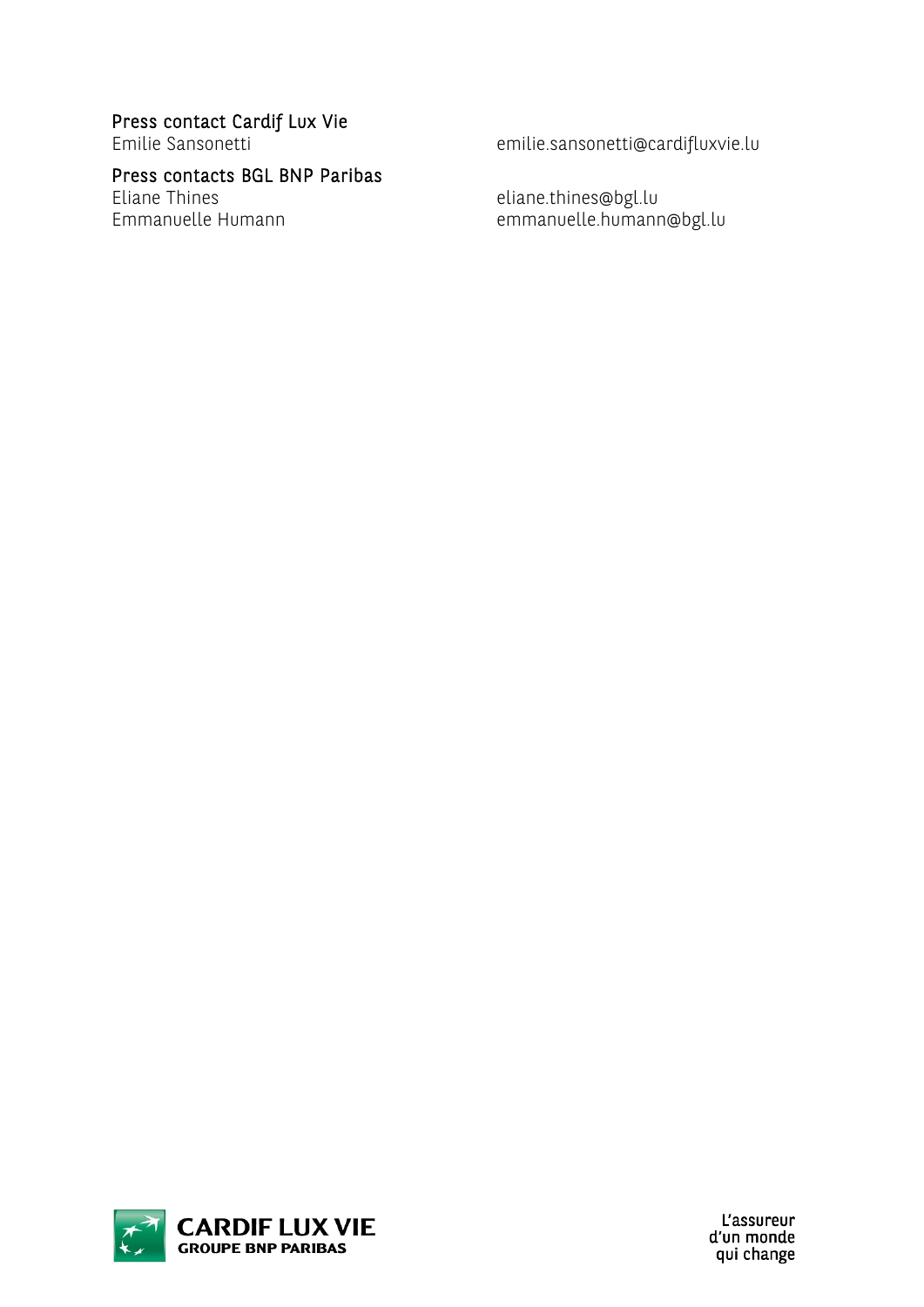**Press contact Cardif Lux Vie**

Emilie Sansonetti emilie.sansonetti@cardifluxvie.lu

**Press contacts BGL BNP Paribas**

Eliane Thines eliane.thines@bgl.lu

Emmanuelle Humann emmanuelle.humann@bgl.lu

CARDIF LUX VIE
GROUPE BNP PARIBAS

L'assureur
d'un monde
qui change